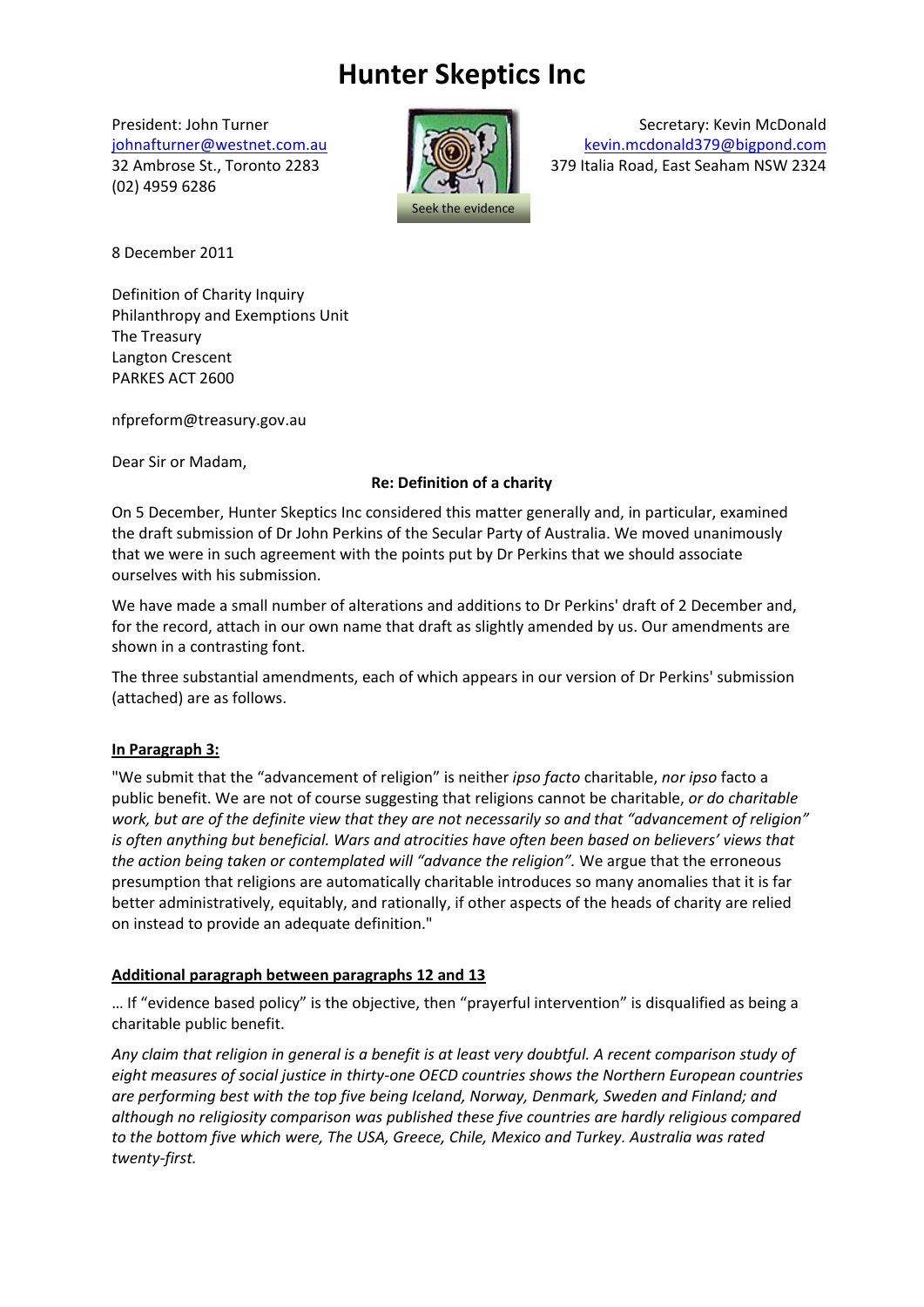# Hunter Skeptics Inc

President: John Turner
johnafturner@westnet.com.au
32 Ambrose St., Toronto 2283
(02) 4959 6286

Seek the evidence

Secretary: Kevin McDonald
kevin.mcdonald379@bigpond.com
379 Italia Road, East Seaham NSW 2324

8 December 2011

Definition of Charity Inquiry
Philanthropy and Exemptions Unit
The Treasury
Langton Crescent
PARKES ACT 2600

nfpreform@treasury.gov.au

Dear Sir or Madam,

**Re: Definition of a charity**

On 5 December, Hunter Skeptics Inc considered this matter generally and, in particular, examined the draft submission of Dr John Perkins of the Secular Party of Australia. We moved unanimously that we were in such agreement with the points put by Dr Perkins that we should associate ourselves with his submission.

We have made a small number of alterations and additions to Dr Perkins' draft of 2 December and, for the record, attach in our own name that draft as slightly amended by us. Our amendments are shown in a contrasting font.

The three substantial amendments, each of which appears in our version of Dr Perkins' submission (attached) are as follows.

**In Paragraph 3:**

"We submit that the "advancement of religion" is neither *ipso facto* charitable, *nor ipso* facto a public benefit. We are not of course suggesting that religions cannot be charitable, *or do charitable work, but are of the definite view that they are not necessarily so and that "advancement of religion" is often anything but beneficial. Wars and atrocities have often been based on believers' views that the action being taken or contemplated will "advance the religion".* We argue that the erroneous presumption that religions are automatically charitable introduces so many anomalies that it is far better administratively, equitably, and rationally, if other aspects of the heads of charity are relied on instead to provide an adequate definition."

**Additional paragraph between paragraphs 12 and 13**

… If "evidence based policy" is the objective, then "prayerful intervention" is disqualified as being a charitable public benefit.

*Any claim that religion in general is a benefit is at least very doubtful. A recent comparison study of eight measures of social justice in thirty-one OECD countries shows the Northern European countries are performing best with the top five being Iceland, Norway, Denmark, Sweden and Finland; and although no religiosity comparison was published these five countries are hardly religious compared to the bottom five which were, The USA, Greece, Chile, Mexico and Turkey. Australia was rated twenty-first.*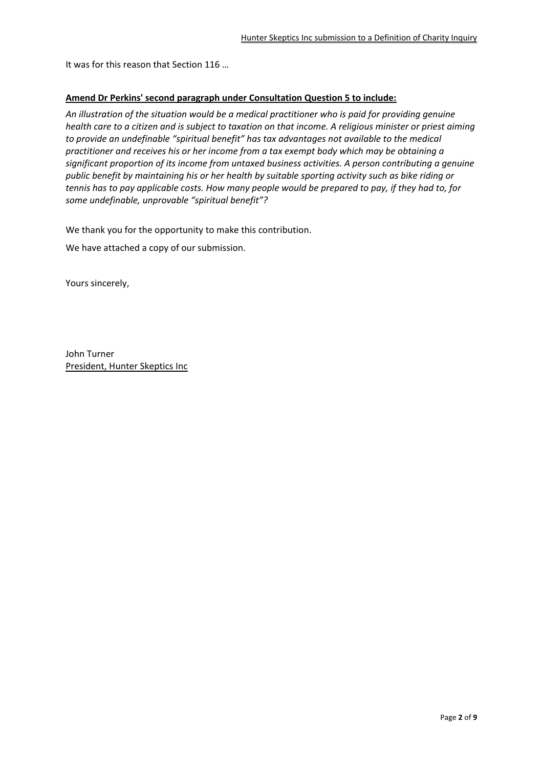It was for this reason that Section 116 …

**Amend Dr Perkins' second paragraph under Consultation Question 5 to include:**

*An illustration of the situation would be a medical practitioner who is paid for providing genuine health care to a citizen and is subject to taxation on that income. A religious minister or priest aiming to provide an undefinable "spiritual benefit" has tax advantages not available to the medical practitioner and receives his or her income from a tax exempt body which may be obtaining a significant proportion of its income from untaxed business activities. A person contributing a genuine public benefit by maintaining his or her health by suitable sporting activity such as bike riding or tennis has to pay applicable costs. How many people would be prepared to pay, if they had to, for some undefinable, unprovable "spiritual benefit"?*

We thank you for the opportunity to make this contribution.

We have attached a copy of our submission.

Yours sincerely,

John Turner
President, Hunter Skeptics Inc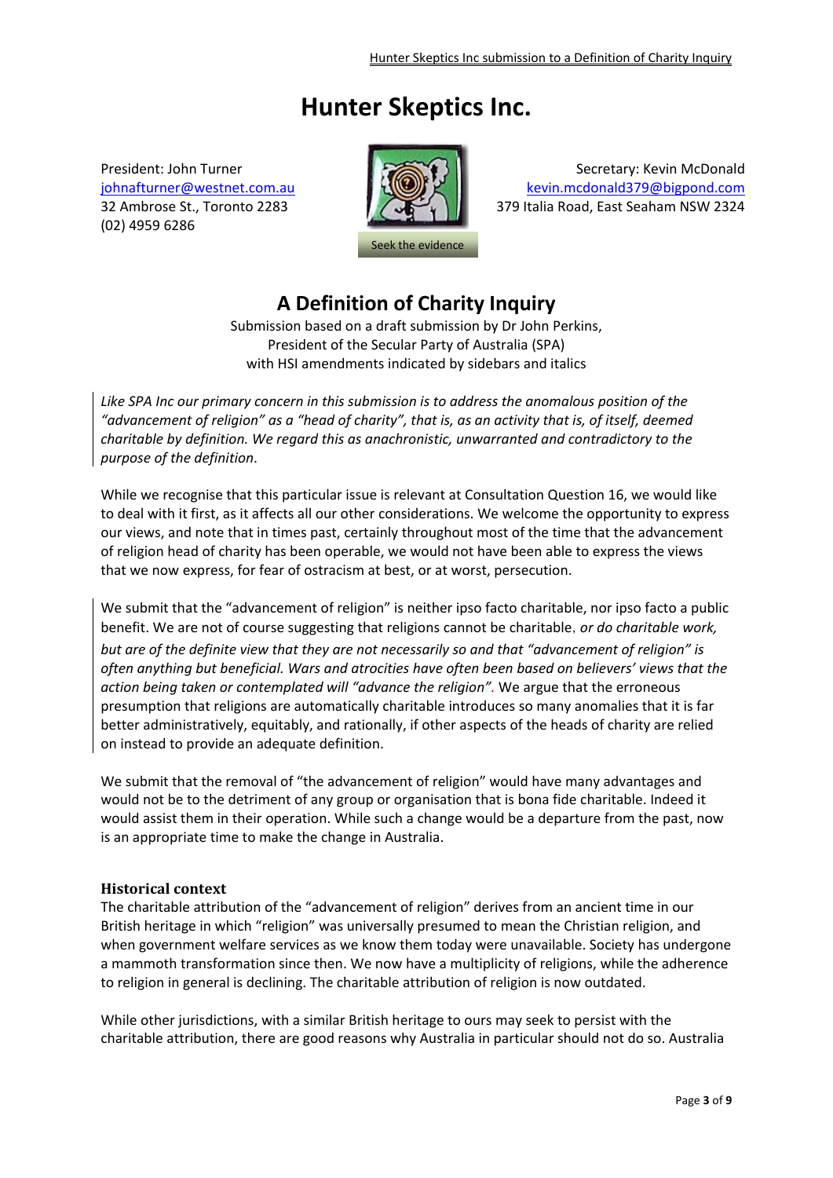# Hunter Skeptics Inc.

President: John Turner
johnafturner@westnet.com.au
32 Ambrose St., Toronto 2283
(02) 4959 6286

Seek the evidence

Secretary: Kevin McDonald
kevin.mcdonald379@bigpond.com
379 Italia Road, East Seaham NSW 2324

## A Definition of Charity Inquiry

Submission based on a draft submission by Dr John Perkins,
President of the Secular Party of Australia (SPA)
with HSI amendments indicated by sidebars and italics

*Like SPA Inc our primary concern in this submission is to address the anomalous position of the "advancement of religion" as a "head of charity", that is, as an activity that is, of itself, deemed charitable by definition. We regard this as anachronistic, unwarranted and contradictory to the purpose of the definition*.

While we recognise that this particular issue is relevant at Consultation Question 16, we would like to deal with it first, as it affects all our other considerations. We welcome the opportunity to express our views, and note that in times past, certainly throughout most of the time that the advancement of religion head of charity has been operable, we would not have been able to express the views that we now express, for fear of ostracism at best, or at worst, persecution.

We submit that the "advancement of religion" is neither ipso facto charitable, nor ipso facto a public benefit. We are not of course suggesting that religions cannot be charitable, *or do charitable work, but are of the definite view that they are not necessarily so and that "advancement of religion" is often anything but beneficial. Wars and atrocities have often been based on believers' views that the action being taken or contemplated will "advance the religion".* We argue that the erroneous presumption that religions are automatically charitable introduces so many anomalies that it is far better administratively, equitably, and rationally, if other aspects of the heads of charity are relied on instead to provide an adequate definition.

We submit that the removal of "the advancement of religion" would have many advantages and would not be to the detriment of any group or organisation that is bona fide charitable. Indeed it would assist them in their operation. While such a change would be a departure from the past, now is an appropriate time to make the change in Australia.

### Historical context

The charitable attribution of the "advancement of religion" derives from an ancient time in our British heritage in which "religion" was universally presumed to mean the Christian religion, and when government welfare services as we know them today were unavailable. Society has undergone a mammoth transformation since then. We now have a multiplicity of religions, while the adherence to religion in general is declining. The charitable attribution of religion is now outdated.

While other jurisdictions, with a similar British heritage to ours may seek to persist with the charitable attribution, there are good reasons why Australia in particular should not do so. Australia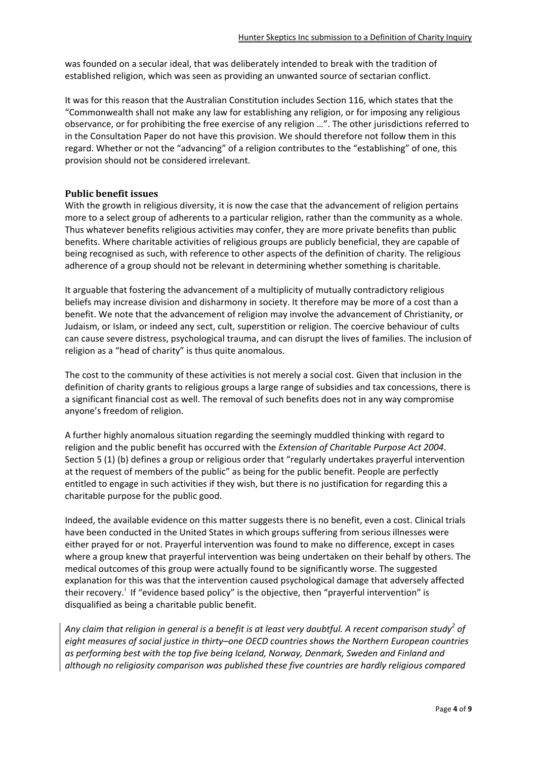was founded on a secular ideal, that was deliberately intended to break with the tradition of established religion, which was seen as providing an unwanted source of sectarian conflict.

It was for this reason that the Australian Constitution includes Section 116, which states that the "Commonwealth shall not make any law for establishing any religion, or for imposing any religious observance, or for prohibiting the free exercise of any religion …". The other jurisdictions referred to in the Consultation Paper do not have this provision. We should therefore not follow them in this regard. Whether or not the "advancing" of a religion contributes to the "establishing" of one, this provision should not be considered irrelevant.

### Public benefit issues

With the growth in religious diversity, it is now the case that the advancement of religion pertains more to a select group of adherents to a particular religion, rather than the community as a whole. Thus whatever benefits religious activities may confer, they are more private benefits than public benefits. Where charitable activities of religious groups are publicly beneficial, they are capable of being recognised as such, with reference to other aspects of the definition of charity. The religious adherence of a group should not be relevant in determining whether something is charitable.

It arguable that fostering the advancement of a multiplicity of mutually contradictory religious beliefs may increase division and disharmony in society. It therefore may be more of a cost than a benefit. We note that the advancement of religion may involve the advancement of Christianity, or Judaism, or Islam, or indeed any sect, cult, superstition or religion. The coercive behaviour of cults can cause severe distress, psychological trauma, and can disrupt the lives of families. The inclusion of religion as a "head of charity" is thus quite anomalous.

The cost to the community of these activities is not merely a social cost. Given that inclusion in the definition of charity grants to religious groups a large range of subsidies and tax concessions, there is a significant financial cost as well. The removal of such benefits does not in any way compromise anyone's freedom of religion.

A further highly anomalous situation regarding the seemingly muddled thinking with regard to religion and the public benefit has occurred with the *Extension of Charitable Purpose Act 2004*. Section 5 (1) (b) defines a group or religious order that "regularly undertakes prayerful intervention at the request of members of the public" as being for the public benefit. People are perfectly entitled to engage in such activities if they wish, but there is no justification for regarding this a charitable purpose for the public good.

Indeed, the available evidence on this matter suggests there is no benefit, even a cost. Clinical trials have been conducted in the United States in which groups suffering from serious illnesses were either prayed for or not. Prayerful intervention was found to make no difference, except in cases where a group knew that prayerful intervention was being undertaken on their behalf by others. The medical outcomes of this group were actually found to be significantly worse. The suggested explanation for this was that the intervention caused psychological damage that adversely affected their recovery.[i] If "evidence based policy" is the objective, then "prayerful intervention" is disqualified as being a charitable public benefit.

*Any claim that religion in general is a benefit is at least very doubtful. A recent comparison study[2] of eight measures of social justice in thirty–one OECD countries shows the Northern European countries as performing best with the top five being Iceland, Norway, Denmark, Sweden and Finland and although no religiosity comparison was published these five countries are hardly religious compared*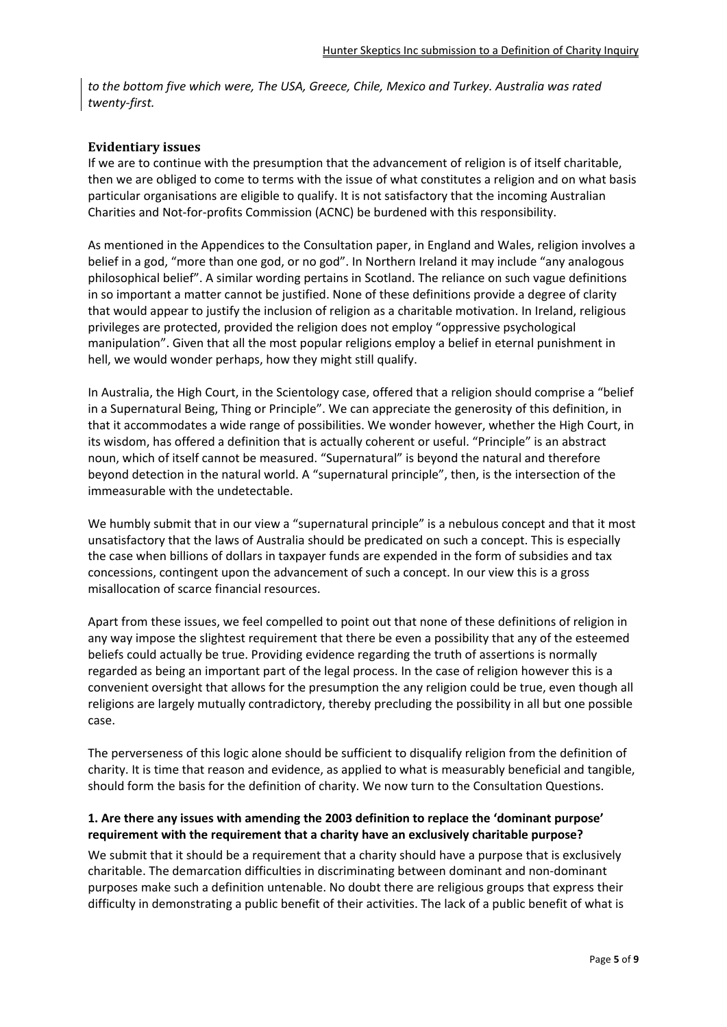*to the bottom five which were, The USA, Greece, Chile, Mexico and Turkey. Australia was rated twenty-first.*

### Evidentiary issues

If we are to continue with the presumption that the advancement of religion is of itself charitable, then we are obliged to come to terms with the issue of what constitutes a religion and on what basis particular organisations are eligible to qualify. It is not satisfactory that the incoming Australian Charities and Not-for-profits Commission (ACNC) be burdened with this responsibility.

As mentioned in the Appendices to the Consultation paper, in England and Wales, religion involves a belief in a god, "more than one god, or no god". In Northern Ireland it may include "any analogous philosophical belief". A similar wording pertains in Scotland. The reliance on such vague definitions in so important a matter cannot be justified. None of these definitions provide a degree of clarity that would appear to justify the inclusion of religion as a charitable motivation. In Ireland, religious privileges are protected, provided the religion does not employ "oppressive psychological manipulation". Given that all the most popular religions employ a belief in eternal punishment in hell, we would wonder perhaps, how they might still qualify.

In Australia, the High Court, in the Scientology case, offered that a religion should comprise a "belief in a Supernatural Being, Thing or Principle". We can appreciate the generosity of this definition, in that it accommodates a wide range of possibilities. We wonder however, whether the High Court, in its wisdom, has offered a definition that is actually coherent or useful. "Principle" is an abstract noun, which of itself cannot be measured. "Supernatural" is beyond the natural and therefore beyond detection in the natural world. A "supernatural principle", then, is the intersection of the immeasurable with the undetectable.

We humbly submit that in our view a "supernatural principle" is a nebulous concept and that it most unsatisfactory that the laws of Australia should be predicated on such a concept. This is especially the case when billions of dollars in taxpayer funds are expended in the form of subsidies and tax concessions, contingent upon the advancement of such a concept. In our view this is a gross misallocation of scarce financial resources.

Apart from these issues, we feel compelled to point out that none of these definitions of religion in any way impose the slightest requirement that there be even a possibility that any of the esteemed beliefs could actually be true. Providing evidence regarding the truth of assertions is normally regarded as being an important part of the legal process. In the case of religion however this is a convenient oversight that allows for the presumption the any religion could be true, even though all religions are largely mutually contradictory, thereby precluding the possibility in all but one possible case.

The perverseness of this logic alone should be sufficient to disqualify religion from the definition of charity. It is time that reason and evidence, as applied to what is measurably beneficial and tangible, should form the basis for the definition of charity. We now turn to the Consultation Questions.

**1. Are there any issues with amending the 2003 definition to replace the 'dominant purpose' requirement with the requirement that a charity have an exclusively charitable purpose?**

We submit that it should be a requirement that a charity should have a purpose that is exclusively charitable. The demarcation difficulties in discriminating between dominant and non-dominant purposes make such a definition untenable. No doubt there are religious groups that express their difficulty in demonstrating a public benefit of their activities. The lack of a public benefit of what is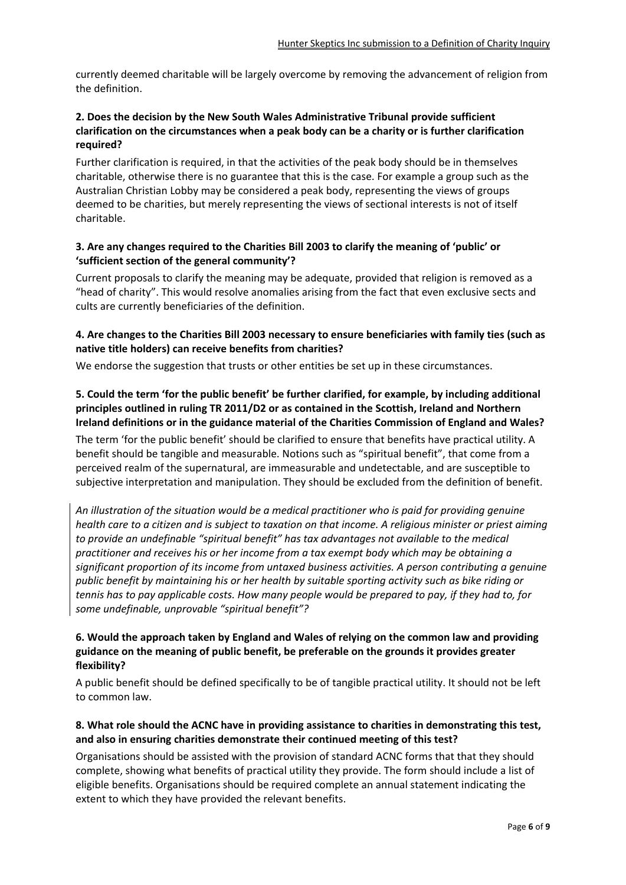currently deemed charitable will be largely overcome by removing the advancement of religion from the definition.

**2. Does the decision by the New South Wales Administrative Tribunal provide sufficient clarification on the circumstances when a peak body can be a charity or is further clarification required?**

Further clarification is required, in that the activities of the peak body should be in themselves charitable, otherwise there is no guarantee that this is the case. For example a group such as the Australian Christian Lobby may be considered a peak body, representing the views of groups deemed to be charities, but merely representing the views of sectional interests is not of itself charitable.

**3. Are any changes required to the Charities Bill 2003 to clarify the meaning of 'public' or 'sufficient section of the general community'?**

Current proposals to clarify the meaning may be adequate, provided that religion is removed as a "head of charity". This would resolve anomalies arising from the fact that even exclusive sects and cults are currently beneficiaries of the definition.

**4. Are changes to the Charities Bill 2003 necessary to ensure beneficiaries with family ties (such as native title holders) can receive benefits from charities?**

We endorse the suggestion that trusts or other entities be set up in these circumstances.

**5. Could the term 'for the public benefit' be further clarified, for example, by including additional principles outlined in ruling TR 2011/D2 or as contained in the Scottish, Ireland and Northern Ireland definitions or in the guidance material of the Charities Commission of England and Wales?**

The term 'for the public benefit' should be clarified to ensure that benefits have practical utility. A benefit should be tangible and measurable. Notions such as "spiritual benefit", that come from a perceived realm of the supernatural, are immeasurable and undetectable, and are susceptible to subjective interpretation and manipulation. They should be excluded from the definition of benefit.

*An illustration of the situation would be a medical practitioner who is paid for providing genuine health care to a citizen and is subject to taxation on that income. A religious minister or priest aiming to provide an undefinable "spiritual benefit" has tax advantages not available to the medical practitioner and receives his or her income from a tax exempt body which may be obtaining a significant proportion of its income from untaxed business activities. A person contributing a genuine public benefit by maintaining his or her health by suitable sporting activity such as bike riding or tennis has to pay applicable costs. How many people would be prepared to pay, if they had to, for some undefinable, unprovable "spiritual benefit"?*

**6. Would the approach taken by England and Wales of relying on the common law and providing guidance on the meaning of public benefit, be preferable on the grounds it provides greater flexibility?**

A public benefit should be defined specifically to be of tangible practical utility. It should not be left to common law.

**8. What role should the ACNC have in providing assistance to charities in demonstrating this test, and also in ensuring charities demonstrate their continued meeting of this test?**

Organisations should be assisted with the provision of standard ACNC forms that that they should complete, showing what benefits of practical utility they provide. The form should include a list of eligible benefits. Organisations should be required complete an annual statement indicating the extent to which they have provided the relevant benefits.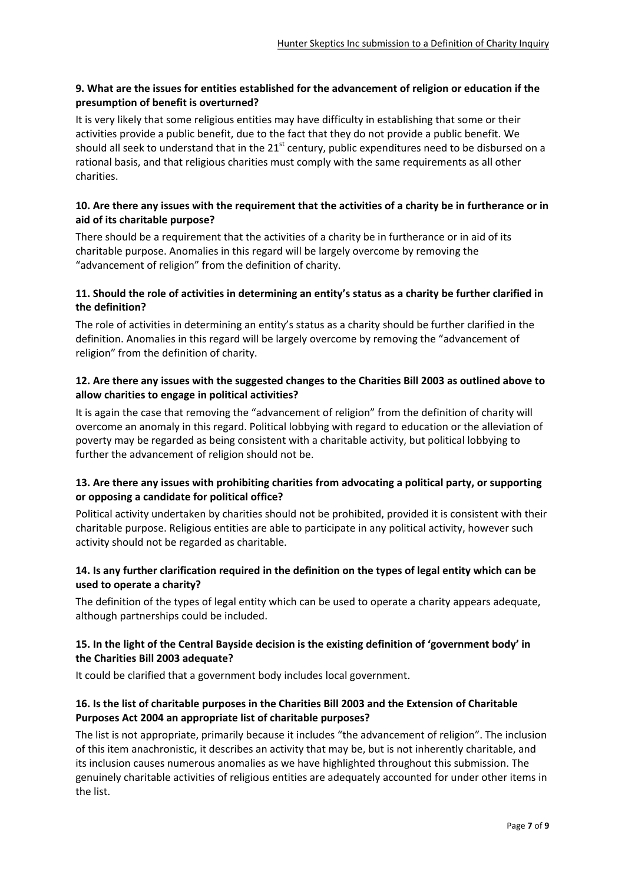**9. What are the issues for entities established for the advancement of religion or education if the presumption of benefit is overturned?**

It is very likely that some religious entities may have difficulty in establishing that some or their activities provide a public benefit, due to the fact that they do not provide a public benefit. We should all seek to understand that in the 21st century, public expenditures need to be disbursed on a rational basis, and that religious charities must comply with the same requirements as all other charities.

**10. Are there any issues with the requirement that the activities of a charity be in furtherance or in aid of its charitable purpose?**

There should be a requirement that the activities of a charity be in furtherance or in aid of its charitable purpose. Anomalies in this regard will be largely overcome by removing the "advancement of religion" from the definition of charity.

**11. Should the role of activities in determining an entity's status as a charity be further clarified in the definition?**

The role of activities in determining an entity's status as a charity should be further clarified in the definition. Anomalies in this regard will be largely overcome by removing the "advancement of religion" from the definition of charity.

**12. Are there any issues with the suggested changes to the Charities Bill 2003 as outlined above to allow charities to engage in political activities?**

It is again the case that removing the "advancement of religion" from the definition of charity will overcome an anomaly in this regard. Political lobbying with regard to education or the alleviation of poverty may be regarded as being consistent with a charitable activity, but political lobbying to further the advancement of religion should not be.

**13. Are there any issues with prohibiting charities from advocating a political party, or supporting or opposing a candidate for political office?**

Political activity undertaken by charities should not be prohibited, provided it is consistent with their charitable purpose. Religious entities are able to participate in any political activity, however such activity should not be regarded as charitable.

**14. Is any further clarification required in the definition on the types of legal entity which can be used to operate a charity?**

The definition of the types of legal entity which can be used to operate a charity appears adequate, although partnerships could be included.

**15. In the light of the Central Bayside decision is the existing definition of 'government body' in the Charities Bill 2003 adequate?**

It could be clarified that a government body includes local government.

**16. Is the list of charitable purposes in the Charities Bill 2003 and the Extension of Charitable Purposes Act 2004 an appropriate list of charitable purposes?**

The list is not appropriate, primarily because it includes "the advancement of religion". The inclusion of this item anachronistic, it describes an activity that may be, but is not inherently charitable, and its inclusion causes numerous anomalies as we have highlighted throughout this submission. The genuinely charitable activities of religious entities are adequately accounted for under other items in the list.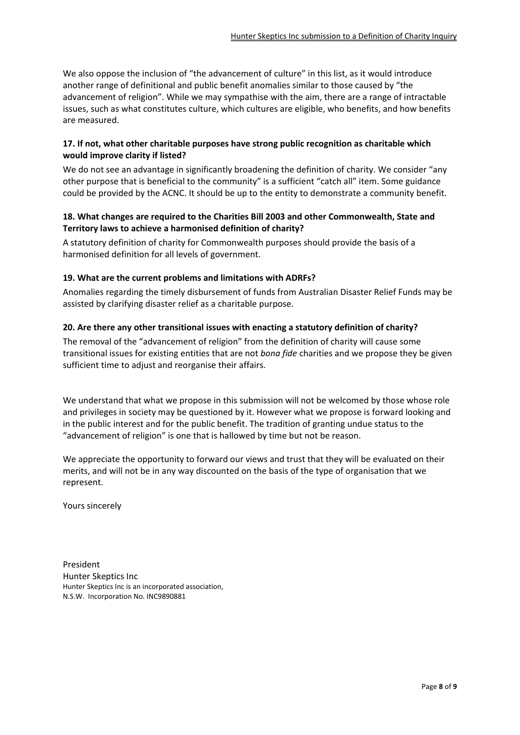We also oppose the inclusion of "the advancement of culture" in this list, as it would introduce another range of definitional and public benefit anomalies similar to those caused by "the advancement of religion". While we may sympathise with the aim, there are a range of intractable issues, such as what constitutes culture, which cultures are eligible, who benefits, and how benefits are measured.

**17. If not, what other charitable purposes have strong public recognition as charitable which would improve clarity if listed?**

We do not see an advantage in significantly broadening the definition of charity. We consider "any other purpose that is beneficial to the community" is a sufficient "catch all" item. Some guidance could be provided by the ACNC. It should be up to the entity to demonstrate a community benefit.

**18. What changes are required to the Charities Bill 2003 and other Commonwealth, State and Territory laws to achieve a harmonised definition of charity?**

A statutory definition of charity for Commonwealth purposes should provide the basis of a harmonised definition for all levels of government.

**19. What are the current problems and limitations with ADRFs?**

Anomalies regarding the timely disbursement of funds from Australian Disaster Relief Funds may be assisted by clarifying disaster relief as a charitable purpose.

**20. Are there any other transitional issues with enacting a statutory definition of charity?**

The removal of the "advancement of religion" from the definition of charity will cause some transitional issues for existing entities that are not *bona fide* charities and we propose they be given sufficient time to adjust and reorganise their affairs.

We understand that what we propose in this submission will not be welcomed by those whose role and privileges in society may be questioned by it. However what we propose is forward looking and in the public interest and for the public benefit. The tradition of granting undue status to the "advancement of religion" is one that is hallowed by time but not be reason.

We appreciate the opportunity to forward our views and trust that they will be evaluated on their merits, and will not be in any way discounted on the basis of the type of organisation that we represent.

Yours sincerely

President
Hunter Skeptics Inc
Hunter Skeptics Inc is an incorporated association,
N.S.W. Incorporation No. INC9890881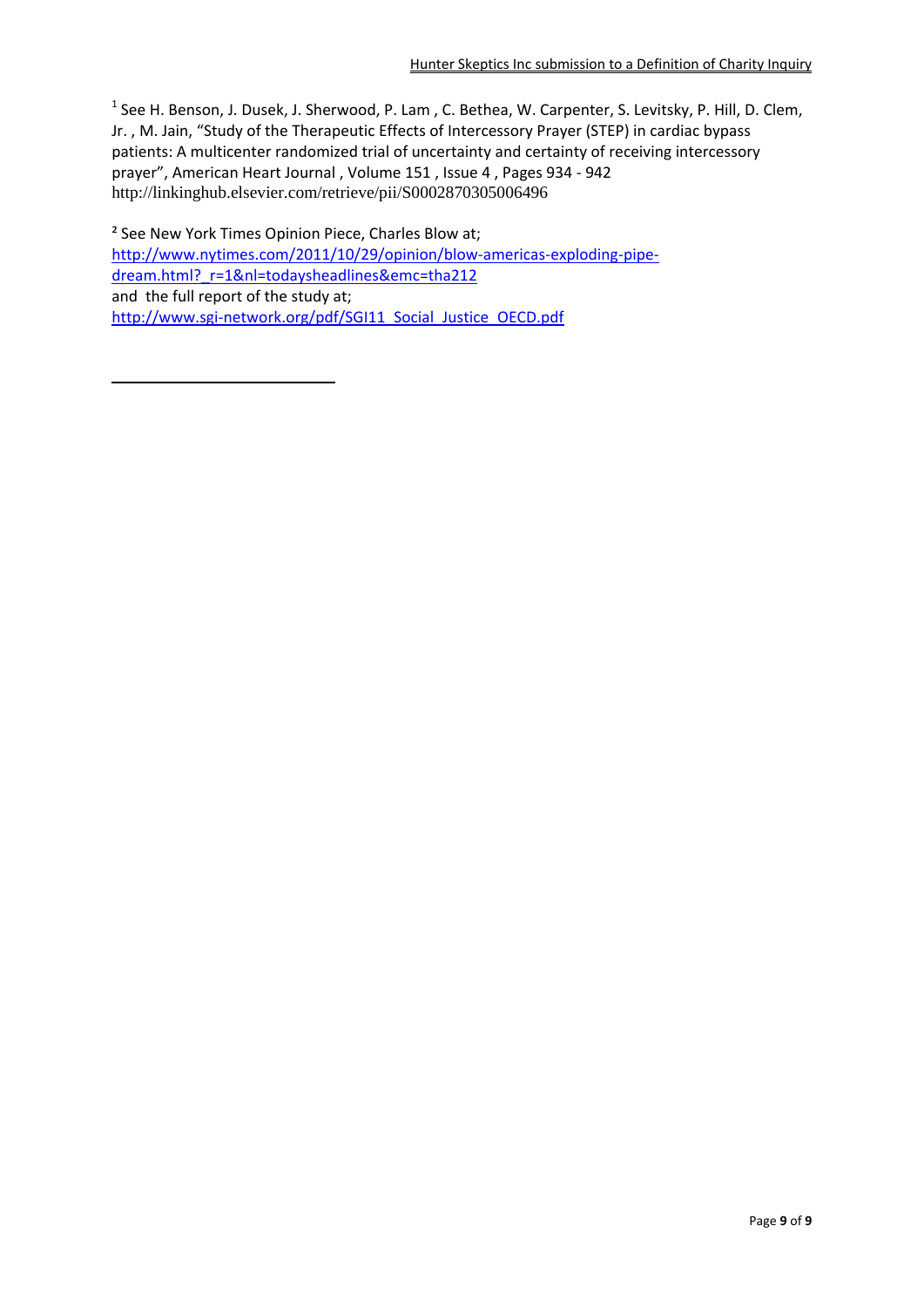[1] See H. Benson, J. Dusek, J. Sherwood, P. Lam , C. Bethea, W. Carpenter, S. Levitsky, P. Hill, D. Clem, Jr. , M. Jain, "Study of the Therapeutic Effects of Intercessory Prayer (STEP) in cardiac bypass patients: A multicenter randomized trial of uncertainty and certainty of receiving intercessory prayer", American Heart Journal , Volume 151 , Issue 4 , Pages 934 - 942 http://linkinghub.elsevier.com/retrieve/pii/S0002870305006496

[2] See New York Times Opinion Piece, Charles Blow at;
http://www.nytimes.com/2011/10/29/opinion/blow-americas-exploding-pipe-dream.html?_r=1&nl=todaysheadlines&emc=tha212
and the full report of the study at;
http://www.sgi-network.org/pdf/SGI11_Social_Justice_OECD.pdf